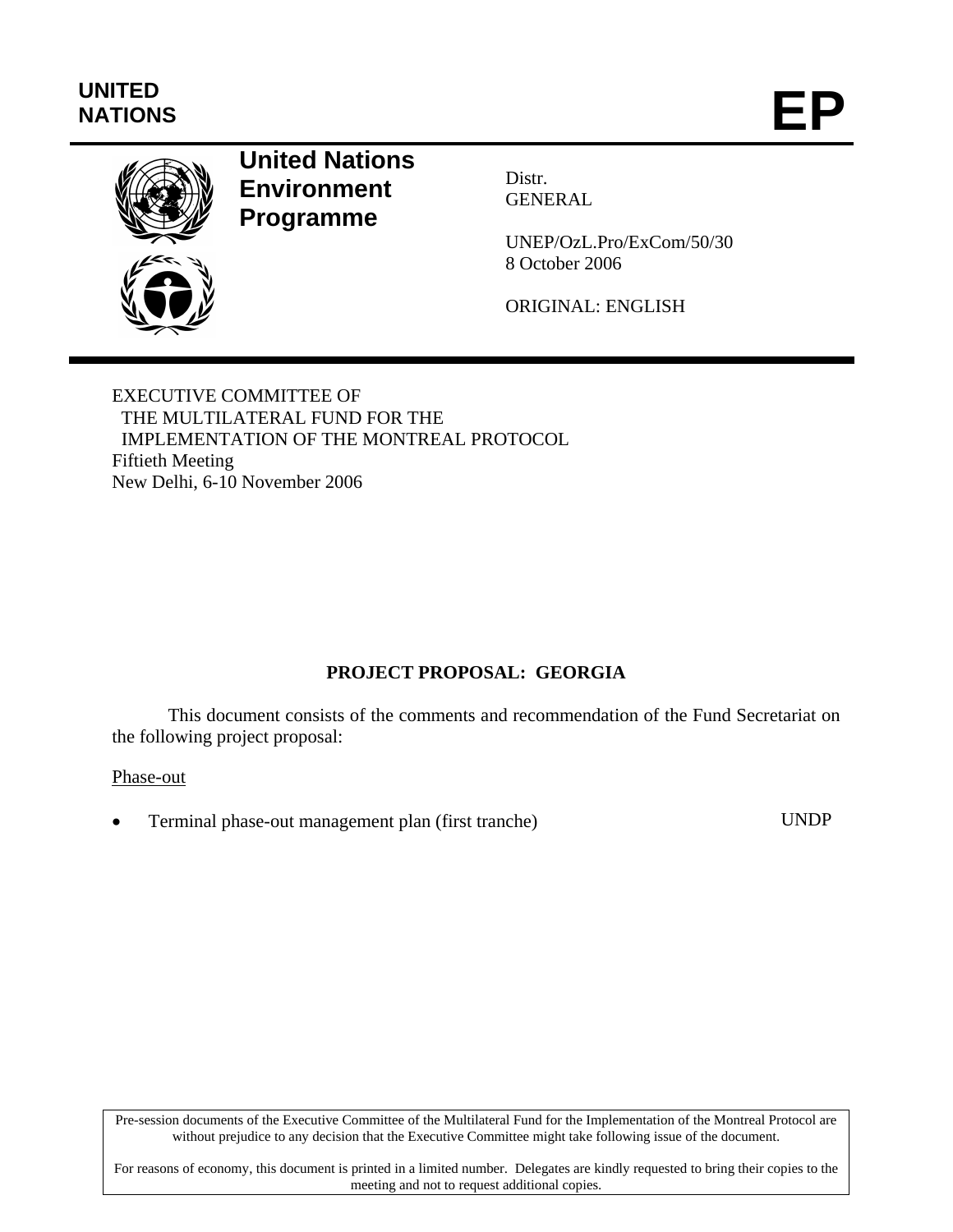**UNITED NATIONS**

# EP

**United Nations Environment Programme**

Distr.
GENERAL

UNEP/OzL.Pro/ExCom/50/30
8 October 2006

ORIGINAL: ENGLISH

EXECUTIVE COMMITTEE OF
THE MULTILATERAL FUND FOR THE
IMPLEMENTATION OF THE MONTREAL PROTOCOL
Fiftieth Meeting
New Delhi, 6-10 November 2006

## PROJECT PROPOSAL: GEORGIA

This document consists of the comments and recommendation of the Fund Secretariat on the following project proposal:

Phase-out

- Terminal phase-out management plan (first tranche) UNDP

Pre-session documents of the Executive Committee of the Multilateral Fund for the Implementation of the Montreal Protocol are without prejudice to any decision that the Executive Committee might take following issue of the document.

For reasons of economy, this document is printed in a limited number. Delegates are kindly requested to bring their copies to the meeting and not to request additional copies.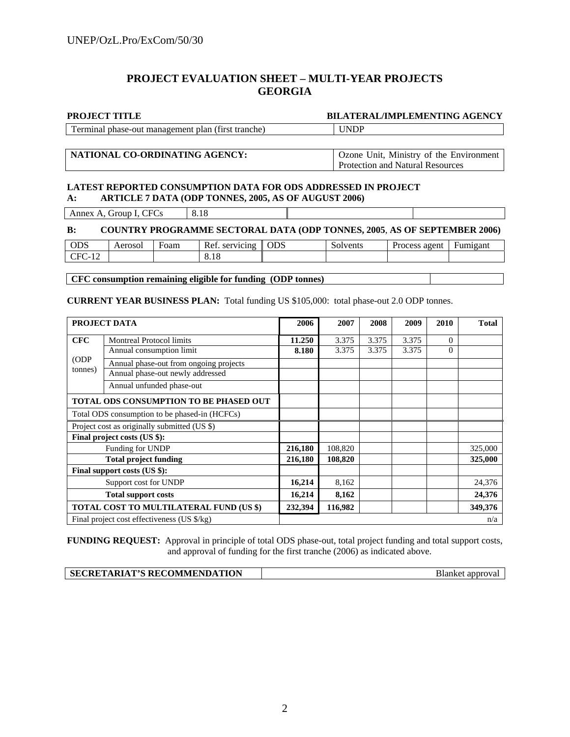# PROJECT EVALUATION SHEET – MULTI-YEAR PROJECTS
# GEORGIA

| PROJECT TITLE | BILATERAL/IMPLEMENTING AGENCY |
|---|---|
| Terminal phase-out management plan (first tranche) | UNDP |

| NATIONAL CO-ORDINATING AGENCY: | Ozone Unit, Ministry of the Environment Protection and Natural Resources |
|---|---|

**LATEST REPORTED CONSUMPTION DATA FOR ODS ADDRESSED IN PROJECT**

**A: ARTICLE 7 DATA (ODP TONNES, 2005, AS OF AUGUST 2006)**

| Annex A, Group I, CFCs | 8.18 | | |
|---|---|---|---|

**B: COUNTRY PROGRAMME SECTORAL DATA (ODP TONNES, 2005, AS OF SEPTEMBER 2006)**

| ODS | Aerosol | Foam | Ref. servicing | ODS | Solvents | Process agent | Fumigant |
|---|---|---|---|---|---|---|---|
| CFC-12 | | | 8.18 | | | | |

| CFC consumption remaining eligible for funding (ODP tonnes) | |
|---|---|

**CURRENT YEAR BUSINESS PLAN:** Total funding US $105,000: total phase-out 2.0 ODP tonnes.

| PROJECT DATA | | 2006 | 2007 | 2008 | 2009 | 2010 | Total |
|---|---|---|---|---|---|---|---|
| CFC (ODP tonnes) | Montreal Protocol limits | **11.250** | 3.375 | 3.375 | 3.375 | 0 | |
| | Annual consumption limit | **8.180** | 3.375 | 3.375 | 3.375 | 0 | |
| | Annual phase-out from ongoing projects | | | | | | |
| | Annual phase-out newly addressed | | | | | | |
| | Annual unfunded phase-out | | | | | | |
| **TOTAL ODS CONSUMPTION TO BE PHASED OUT** | | | | | | | |
| Total ODS consumption to be phased-in (HCFCs) | | | | | | | |
| Project cost as originally submitted (US $) | | | | | | | |
| **Final project costs (US $):** | | | | | | | |
| | Funding for UNDP | 216,180 | 108,820 | | | | 325,000 |
| | **Total project funding** | **216,180** | **108,820** | | | | **325,000** |
| **Final support costs (US $):** | | | | | | | |
| | Support cost for UNDP | **16,214** | 8,162 | | | | 24,376 |
| | **Total support costs** | **16,214** | **8,162** | | | | **24,376** |
| **TOTAL COST TO MULTILATERAL FUND (US $)** | | **232,394** | **116,982** | | | | **349,376** |
| Final project cost effectiveness (US $/kg) | | | | | | | n/a |

**FUNDING REQUEST:** Approval in principle of total ODS phase-out, total project funding and total support costs, and approval of funding for the first tranche (2006) as indicated above.

| SECRETARIAT'S RECOMMENDATION | Blanket approval |
|---|---|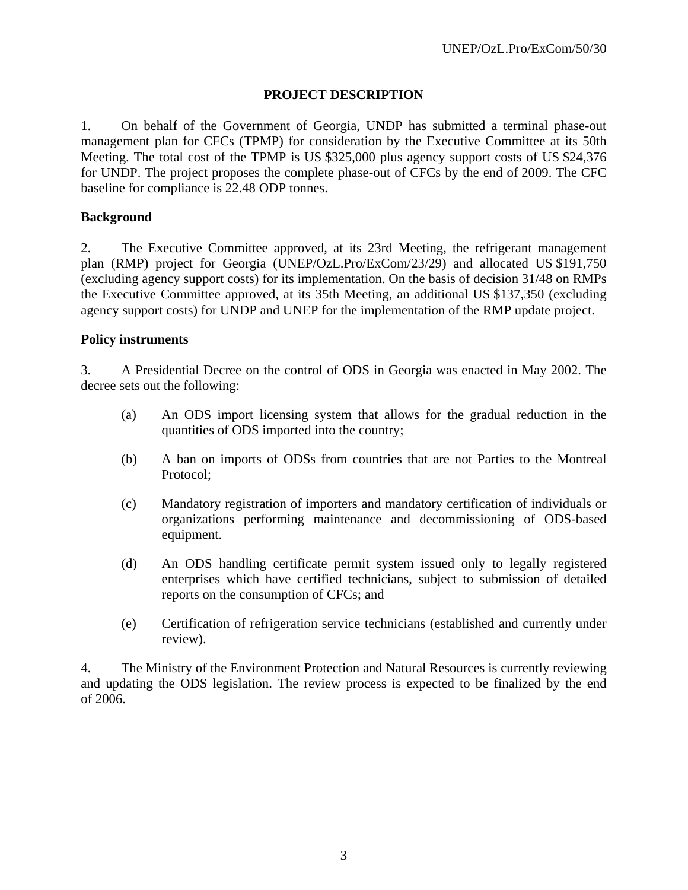## PROJECT DESCRIPTION

1. On behalf of the Government of Georgia, UNDP has submitted a terminal phase-out management plan for CFCs (TPMP) for consideration by the Executive Committee at its 50th Meeting. The total cost of the TPMP is US $325,000 plus agency support costs of US $24,376 for UNDP. The project proposes the complete phase-out of CFCs by the end of 2009. The CFC baseline for compliance is 22.48 ODP tonnes.

### Background

2. The Executive Committee approved, at its 23rd Meeting, the refrigerant management plan (RMP) project for Georgia (UNEP/OzL.Pro/ExCom/23/29) and allocated US $191,750 (excluding agency support costs) for its implementation. On the basis of decision 31/48 on RMPs the Executive Committee approved, at its 35th Meeting, an additional US $137,350 (excluding agency support costs) for UNDP and UNEP for the implementation of the RMP update project.

### Policy instruments

3. A Presidential Decree on the control of ODS in Georgia was enacted in May 2002. The decree sets out the following:

(a) An ODS import licensing system that allows for the gradual reduction in the quantities of ODS imported into the country;

(b) A ban on imports of ODSs from countries that are not Parties to the Montreal Protocol;

(c) Mandatory registration of importers and mandatory certification of individuals or organizations performing maintenance and decommissioning of ODS-based equipment.

(d) An ODS handling certificate permit system issued only to legally registered enterprises which have certified technicians, subject to submission of detailed reports on the consumption of CFCs; and

(e) Certification of refrigeration service technicians (established and currently under review).

4. The Ministry of the Environment Protection and Natural Resources is currently reviewing and updating the ODS legislation. The review process is expected to be finalized by the end of 2006.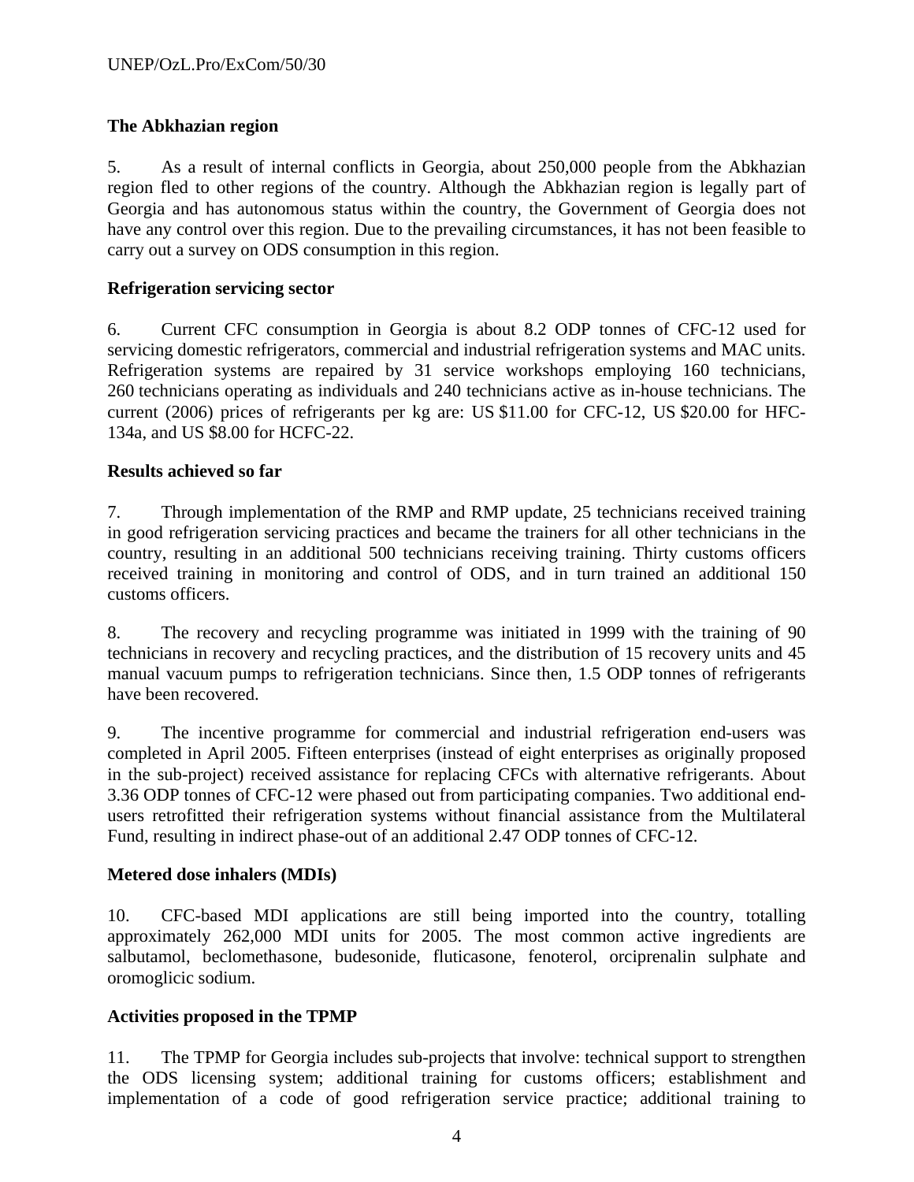**The Abkhazian region**

5. As a result of internal conflicts in Georgia, about 250,000 people from the Abkhazian region fled to other regions of the country. Although the Abkhazian region is legally part of Georgia and has autonomous status within the country, the Government of Georgia does not have any control over this region. Due to the prevailing circumstances, it has not been feasible to carry out a survey on ODS consumption in this region.

**Refrigeration servicing sector**

6. Current CFC consumption in Georgia is about 8.2 ODP tonnes of CFC-12 used for servicing domestic refrigerators, commercial and industrial refrigeration systems and MAC units. Refrigeration systems are repaired by 31 service workshops employing 160 technicians, 260 technicians operating as individuals and 240 technicians active as in-house technicians. The current (2006) prices of refrigerants per kg are: US $11.00 for CFC-12, US $20.00 for HFC-134a, and US $8.00 for HCFC-22.

**Results achieved so far**

7. Through implementation of the RMP and RMP update, 25 technicians received training in good refrigeration servicing practices and became the trainers for all other technicians in the country, resulting in an additional 500 technicians receiving training. Thirty customs officers received training in monitoring and control of ODS, and in turn trained an additional 150 customs officers.

8. The recovery and recycling programme was initiated in 1999 with the training of 90 technicians in recovery and recycling practices, and the distribution of 15 recovery units and 45 manual vacuum pumps to refrigeration technicians. Since then, 1.5 ODP tonnes of refrigerants have been recovered.

9. The incentive programme for commercial and industrial refrigeration end-users was completed in April 2005. Fifteen enterprises (instead of eight enterprises as originally proposed in the sub-project) received assistance for replacing CFCs with alternative refrigerants. About 3.36 ODP tonnes of CFC-12 were phased out from participating companies. Two additional end-users retrofitted their refrigeration systems without financial assistance from the Multilateral Fund, resulting in indirect phase-out of an additional 2.47 ODP tonnes of CFC-12.

**Metered dose inhalers (MDIs)**

10. CFC-based MDI applications are still being imported into the country, totalling approximately 262,000 MDI units for 2005. The most common active ingredients are salbutamol, beclomethasone, budesonide, fluticasone, fenoterol, orciprenalin sulphate and oromoglicic sodium.

**Activities proposed in the TPMP**

11. The TPMP for Georgia includes sub-projects that involve: technical support to strengthen the ODS licensing system; additional training for customs officers; establishment and implementation of a code of good refrigeration service practice; additional training to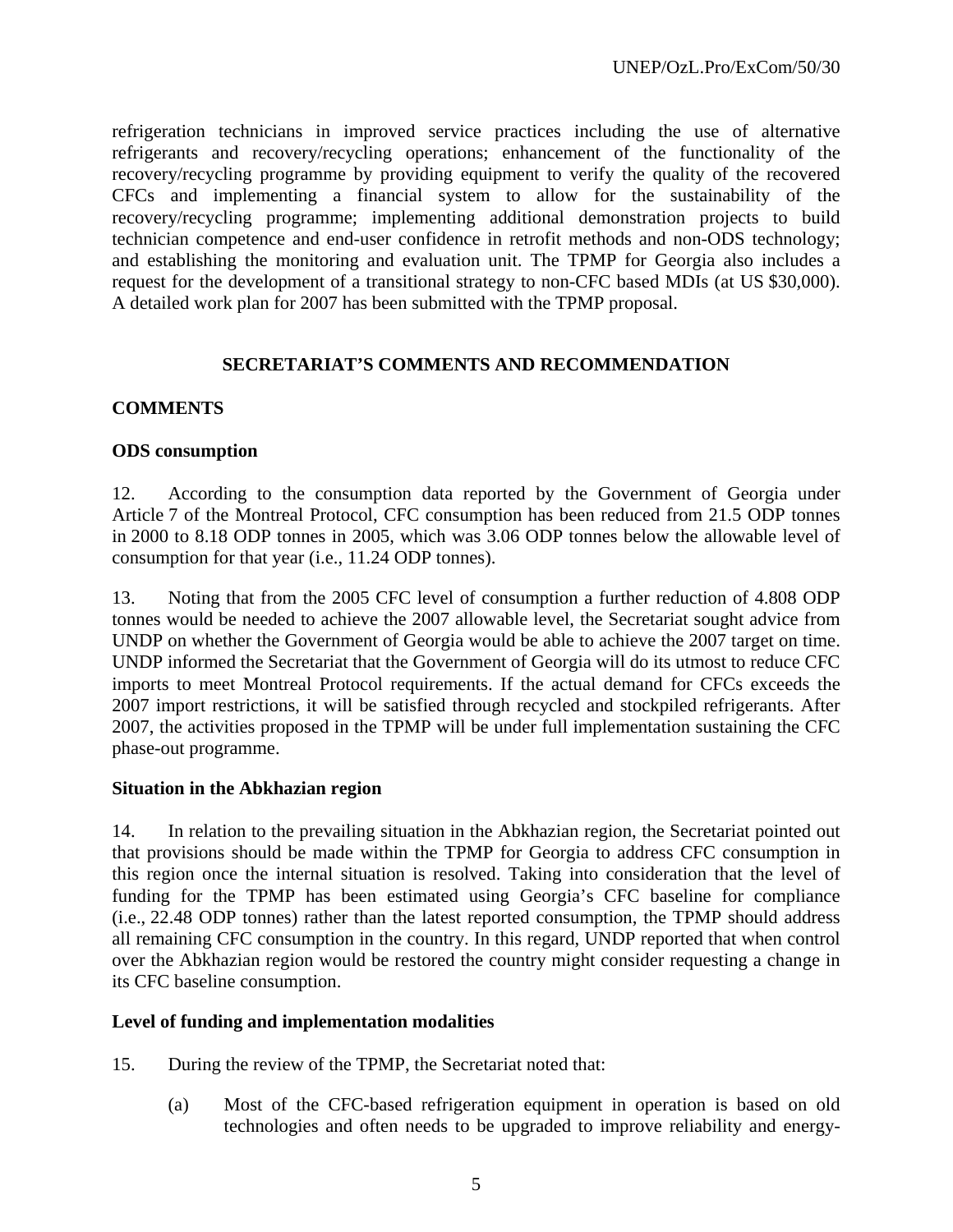refrigeration technicians in improved service practices including the use of alternative refrigerants and recovery/recycling operations; enhancement of the functionality of the recovery/recycling programme by providing equipment to verify the quality of the recovered CFCs and implementing a financial system to allow for the sustainability of the recovery/recycling programme; implementing additional demonstration projects to build technician competence and end-user confidence in retrofit methods and non-ODS technology; and establishing the monitoring and evaluation unit. The TPMP for Georgia also includes a request for the development of a transitional strategy to non-CFC based MDIs (at US $30,000). A detailed work plan for 2007 has been submitted with the TPMP proposal.

## SECRETARIAT'S COMMENTS AND RECOMMENDATION

### COMMENTS

### ODS consumption

12. According to the consumption data reported by the Government of Georgia under Article 7 of the Montreal Protocol, CFC consumption has been reduced from 21.5 ODP tonnes in 2000 to 8.18 ODP tonnes in 2005, which was 3.06 ODP tonnes below the allowable level of consumption for that year (i.e., 11.24 ODP tonnes).

13. Noting that from the 2005 CFC level of consumption a further reduction of 4.808 ODP tonnes would be needed to achieve the 2007 allowable level, the Secretariat sought advice from UNDP on whether the Government of Georgia would be able to achieve the 2007 target on time. UNDP informed the Secretariat that the Government of Georgia will do its utmost to reduce CFC imports to meet Montreal Protocol requirements. If the actual demand for CFCs exceeds the 2007 import restrictions, it will be satisfied through recycled and stockpiled refrigerants. After 2007, the activities proposed in the TPMP will be under full implementation sustaining the CFC phase-out programme.

### Situation in the Abkhazian region

14. In relation to the prevailing situation in the Abkhazian region, the Secretariat pointed out that provisions should be made within the TPMP for Georgia to address CFC consumption in this region once the internal situation is resolved. Taking into consideration that the level of funding for the TPMP has been estimated using Georgia's CFC baseline for compliance (i.e., 22.48 ODP tonnes) rather than the latest reported consumption, the TPMP should address all remaining CFC consumption in the country. In this regard, UNDP reported that when control over the Abkhazian region would be restored the country might consider requesting a change in its CFC baseline consumption.

### Level of funding and implementation modalities

15. During the review of the TPMP, the Secretariat noted that:

(a) Most of the CFC-based refrigeration equipment in operation is based on old technologies and often needs to be upgraded to improve reliability and energy-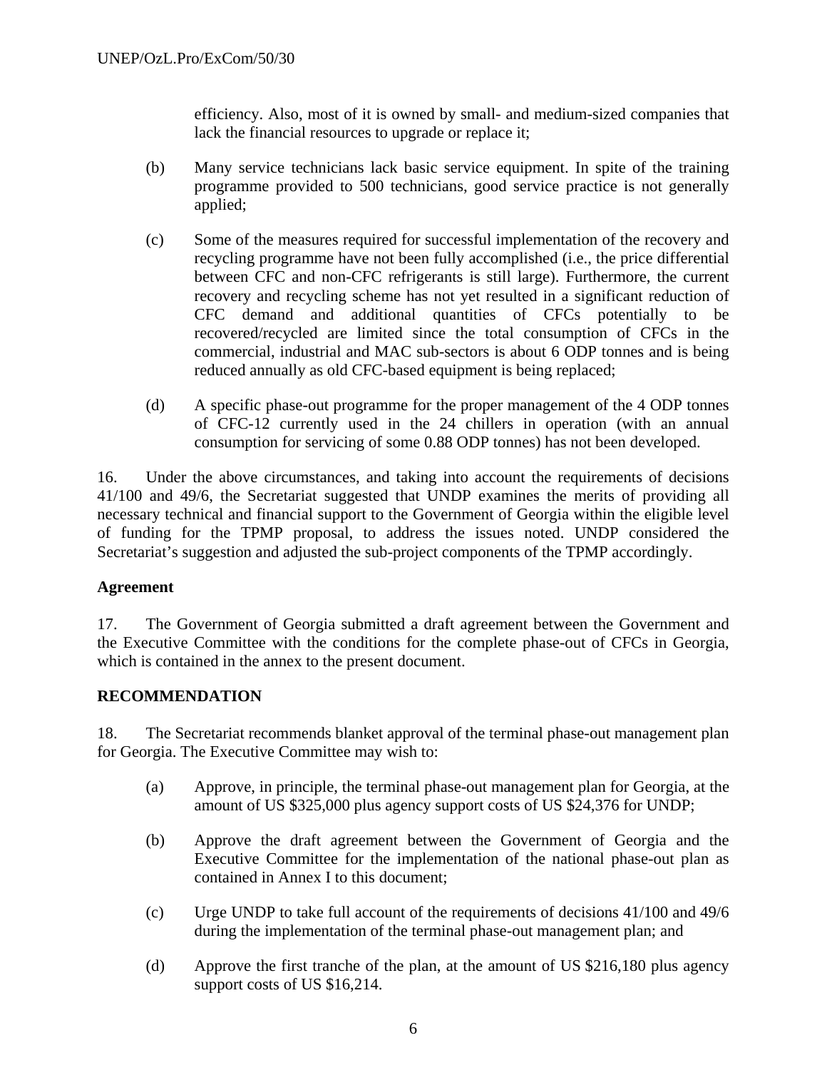efficiency. Also, most of it is owned by small- and medium-sized companies that lack the financial resources to upgrade or replace it;

(b) Many service technicians lack basic service equipment. In spite of the training programme provided to 500 technicians, good service practice is not generally applied;

(c) Some of the measures required for successful implementation of the recovery and recycling programme have not been fully accomplished (i.e., the price differential between CFC and non-CFC refrigerants is still large). Furthermore, the current recovery and recycling scheme has not yet resulted in a significant reduction of CFC demand and additional quantities of CFCs potentially to be recovered/recycled are limited since the total consumption of CFCs in the commercial, industrial and MAC sub-sectors is about 6 ODP tonnes and is being reduced annually as old CFC-based equipment is being replaced;

(d) A specific phase-out programme for the proper management of the 4 ODP tonnes of CFC-12 currently used in the 24 chillers in operation (with an annual consumption for servicing of some 0.88 ODP tonnes) has not been developed.

16. Under the above circumstances, and taking into account the requirements of decisions 41/100 and 49/6, the Secretariat suggested that UNDP examines the merits of providing all necessary technical and financial support to the Government of Georgia within the eligible level of funding for the TPMP proposal, to address the issues noted. UNDP considered the Secretariat's suggestion and adjusted the sub-project components of the TPMP accordingly.

**Agreement**

17. The Government of Georgia submitted a draft agreement between the Government and the Executive Committee with the conditions for the complete phase-out of CFCs in Georgia, which is contained in the annex to the present document.

**RECOMMENDATION**

18. The Secretariat recommends blanket approval of the terminal phase-out management plan for Georgia. The Executive Committee may wish to:

(a) Approve, in principle, the terminal phase-out management plan for Georgia, at the amount of US $325,000 plus agency support costs of US $24,376 for UNDP;

(b) Approve the draft agreement between the Government of Georgia and the Executive Committee for the implementation of the national phase-out plan as contained in Annex I to this document;

(c) Urge UNDP to take full account of the requirements of decisions 41/100 and 49/6 during the implementation of the terminal phase-out management plan; and

(d) Approve the first tranche of the plan, at the amount of US $216,180 plus agency support costs of US $16,214.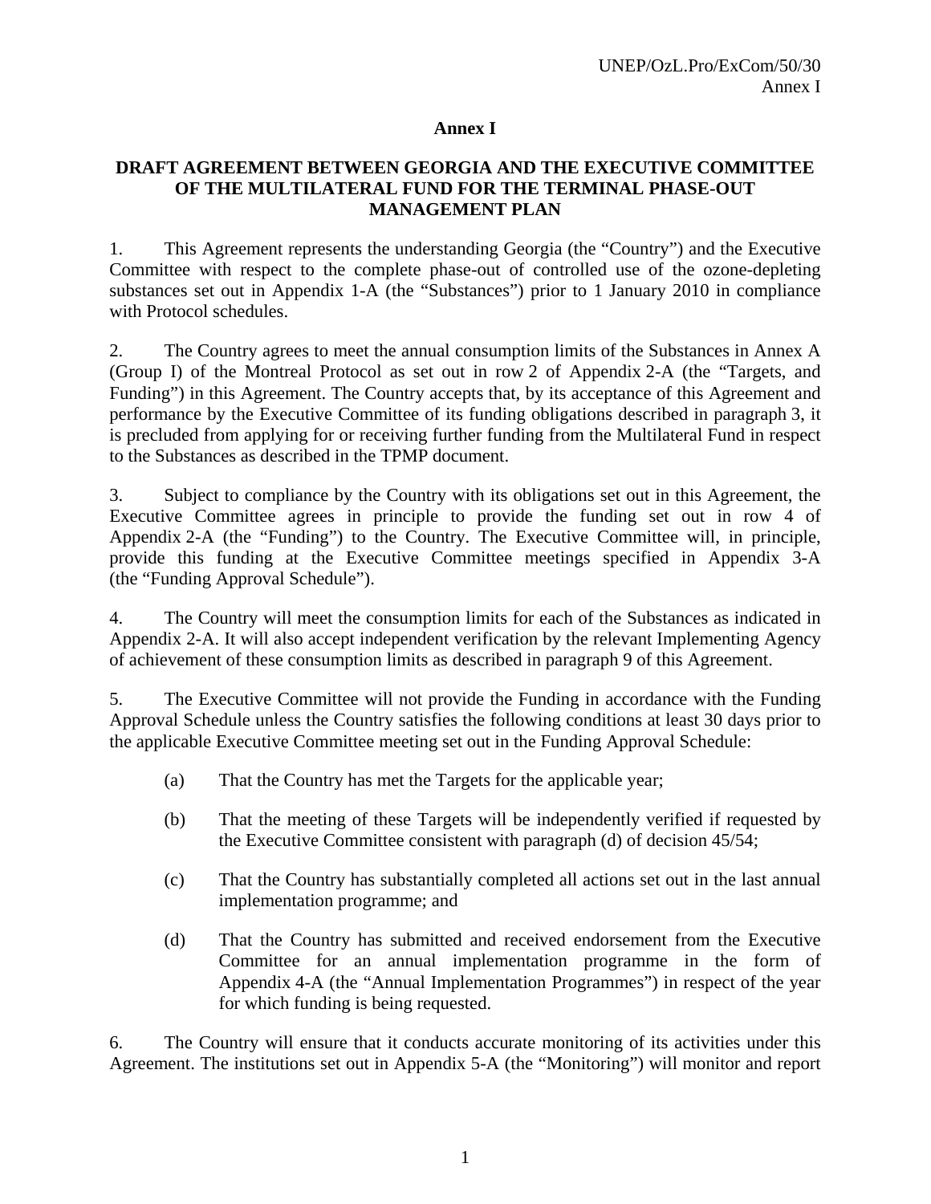# Annex I

## DRAFT AGREEMENT BETWEEN GEORGIA AND THE EXECUTIVE COMMITTEE OF THE MULTILATERAL FUND FOR THE TERMINAL PHASE-OUT MANAGEMENT PLAN

1. This Agreement represents the understanding Georgia (the "Country") and the Executive Committee with respect to the complete phase-out of controlled use of the ozone-depleting substances set out in Appendix 1-A (the "Substances") prior to 1 January 2010 in compliance with Protocol schedules.

2. The Country agrees to meet the annual consumption limits of the Substances in Annex A (Group I) of the Montreal Protocol as set out in row 2 of Appendix 2-A (the "Targets, and Funding") in this Agreement. The Country accepts that, by its acceptance of this Agreement and performance by the Executive Committee of its funding obligations described in paragraph 3, it is precluded from applying for or receiving further funding from the Multilateral Fund in respect to the Substances as described in the TPMP document.

3. Subject to compliance by the Country with its obligations set out in this Agreement, the Executive Committee agrees in principle to provide the funding set out in row 4 of Appendix 2-A (the "Funding") to the Country. The Executive Committee will, in principle, provide this funding at the Executive Committee meetings specified in Appendix 3-A (the "Funding Approval Schedule").

4. The Country will meet the consumption limits for each of the Substances as indicated in Appendix 2-A. It will also accept independent verification by the relevant Implementing Agency of achievement of these consumption limits as described in paragraph 9 of this Agreement.

5. The Executive Committee will not provide the Funding in accordance with the Funding Approval Schedule unless the Country satisfies the following conditions at least 30 days prior to the applicable Executive Committee meeting set out in the Funding Approval Schedule:

   (a) That the Country has met the Targets for the applicable year;

   (b) That the meeting of these Targets will be independently verified if requested by the Executive Committee consistent with paragraph (d) of decision 45/54;

   (c) That the Country has substantially completed all actions set out in the last annual implementation programme; and

   (d) That the Country has submitted and received endorsement from the Executive Committee for an annual implementation programme in the form of Appendix 4-A (the "Annual Implementation Programmes") in respect of the year for which funding is being requested.

6. The Country will ensure that it conducts accurate monitoring of its activities under this Agreement. The institutions set out in Appendix 5-A (the "Monitoring") will monitor and report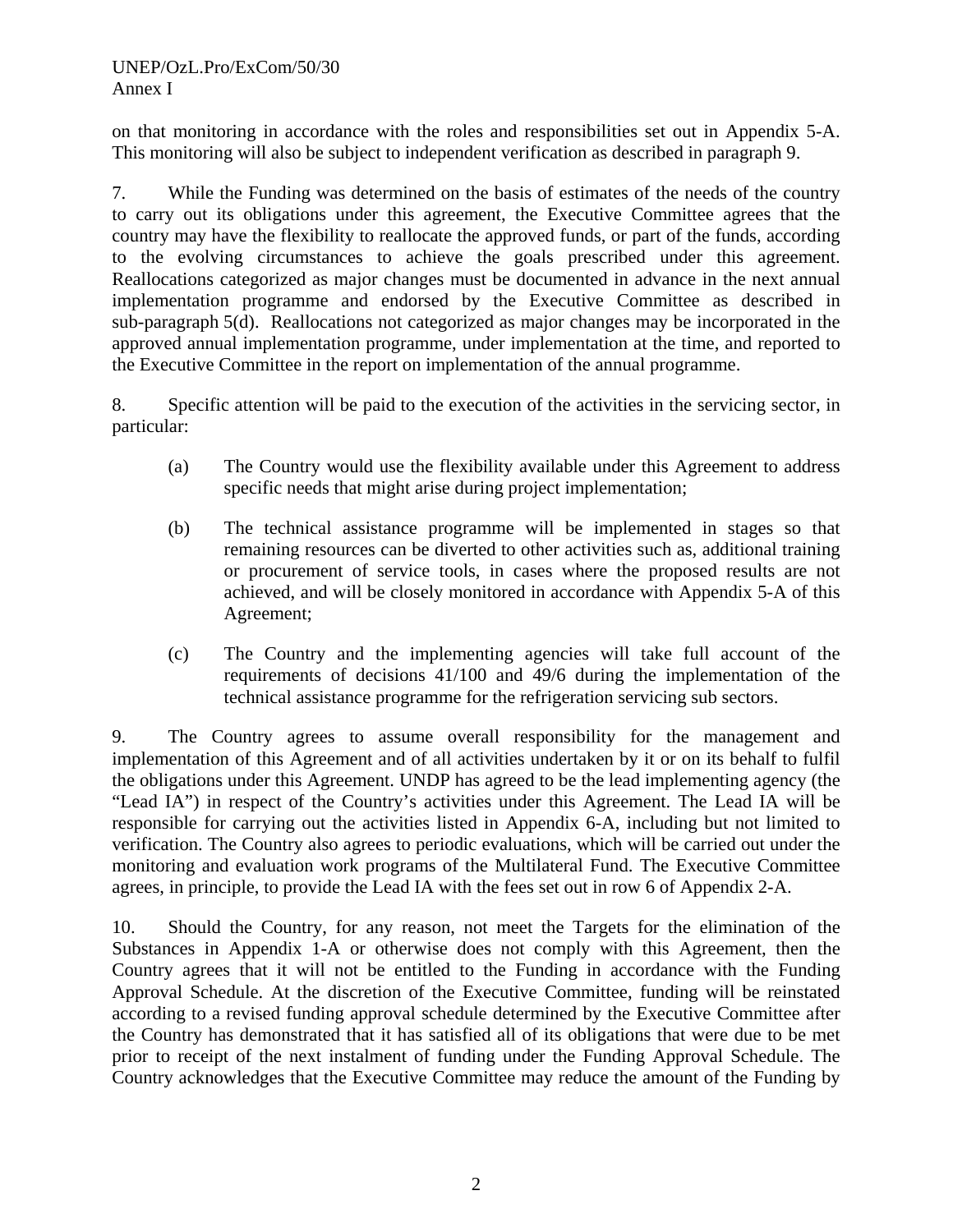on that monitoring in accordance with the roles and responsibilities set out in Appendix 5-A. This monitoring will also be subject to independent verification as described in paragraph 9.

7. While the Funding was determined on the basis of estimates of the needs of the country to carry out its obligations under this agreement, the Executive Committee agrees that the country may have the flexibility to reallocate the approved funds, or part of the funds, according to the evolving circumstances to achieve the goals prescribed under this agreement. Reallocations categorized as major changes must be documented in advance in the next annual implementation programme and endorsed by the Executive Committee as described in sub-paragraph 5(d). Reallocations not categorized as major changes may be incorporated in the approved annual implementation programme, under implementation at the time, and reported to the Executive Committee in the report on implementation of the annual programme.

8. Specific attention will be paid to the execution of the activities in the servicing sector, in particular:

(a) The Country would use the flexibility available under this Agreement to address specific needs that might arise during project implementation;

(b) The technical assistance programme will be implemented in stages so that remaining resources can be diverted to other activities such as, additional training or procurement of service tools, in cases where the proposed results are not achieved, and will be closely monitored in accordance with Appendix 5-A of this Agreement;

(c) The Country and the implementing agencies will take full account of the requirements of decisions 41/100 and 49/6 during the implementation of the technical assistance programme for the refrigeration servicing sub sectors.

9. The Country agrees to assume overall responsibility for the management and implementation of this Agreement and of all activities undertaken by it or on its behalf to fulfil the obligations under this Agreement. UNDP has agreed to be the lead implementing agency (the "Lead IA") in respect of the Country's activities under this Agreement. The Lead IA will be responsible for carrying out the activities listed in Appendix 6-A, including but not limited to verification. The Country also agrees to periodic evaluations, which will be carried out under the monitoring and evaluation work programs of the Multilateral Fund. The Executive Committee agrees, in principle, to provide the Lead IA with the fees set out in row 6 of Appendix 2-A.

10. Should the Country, for any reason, not meet the Targets for the elimination of the Substances in Appendix 1-A or otherwise does not comply with this Agreement, then the Country agrees that it will not be entitled to the Funding in accordance with the Funding Approval Schedule. At the discretion of the Executive Committee, funding will be reinstated according to a revised funding approval schedule determined by the Executive Committee after the Country has demonstrated that it has satisfied all of its obligations that were due to be met prior to receipt of the next instalment of funding under the Funding Approval Schedule. The Country acknowledges that the Executive Committee may reduce the amount of the Funding by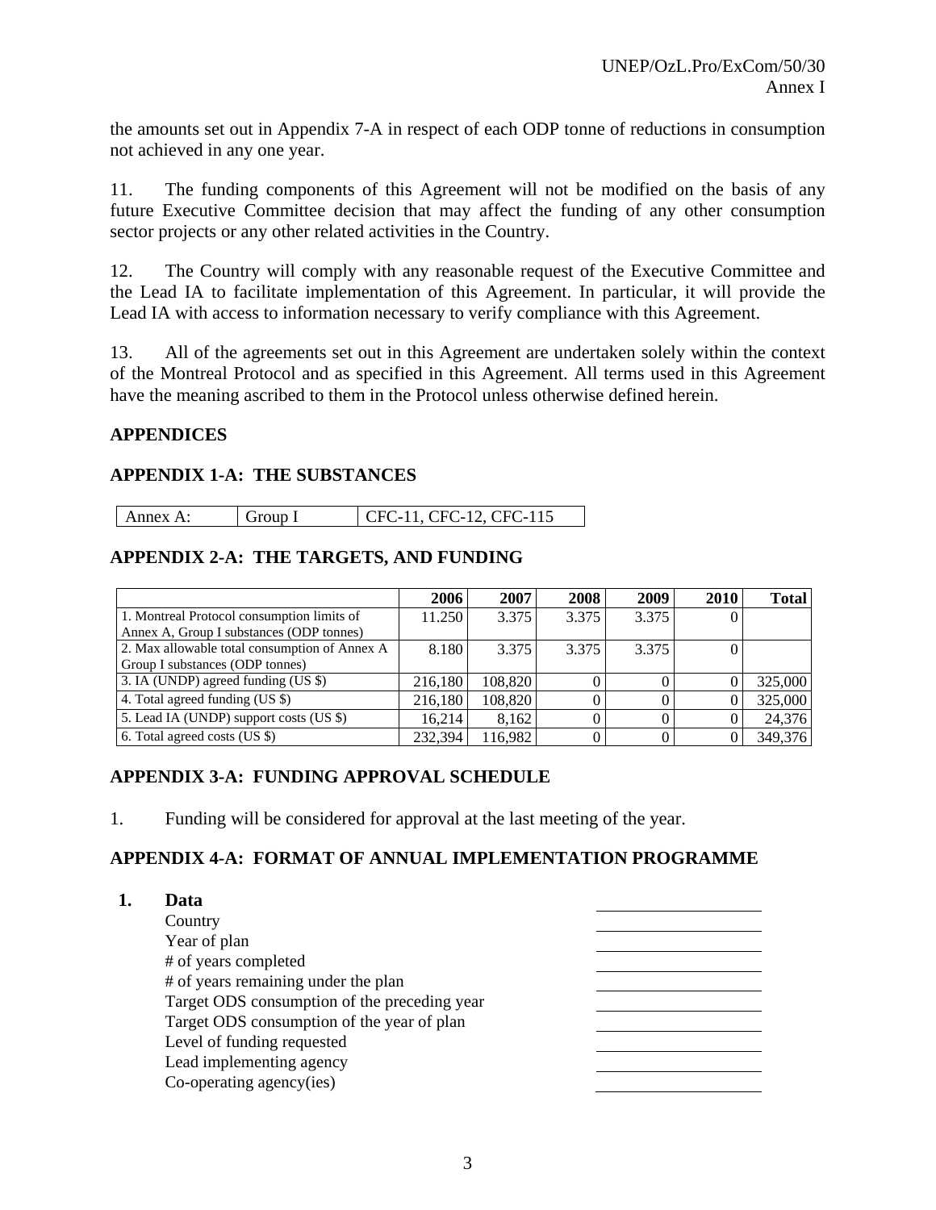the amounts set out in Appendix 7-A in respect of each ODP tonne of reductions in consumption not achieved in any one year.

11. The funding components of this Agreement will not be modified on the basis of any future Executive Committee decision that may affect the funding of any other consumption sector projects or any other related activities in the Country.

12. The Country will comply with any reasonable request of the Executive Committee and the Lead IA to facilitate implementation of this Agreement. In particular, it will provide the Lead IA with access to information necessary to verify compliance with this Agreement.

13. All of the agreements set out in this Agreement are undertaken solely within the context of the Montreal Protocol and as specified in this Agreement. All terms used in this Agreement have the meaning ascribed to them in the Protocol unless otherwise defined herein.

## APPENDICES

### APPENDIX 1-A: THE SUBSTANCES

| Annex A: | Group I | CFC-11, CFC-12, CFC-115 |
|---|---|---|

### APPENDIX 2-A: THE TARGETS, AND FUNDING

| | 2006 | 2007 | 2008 | 2009 | 2010 | Total |
|---|---|---|---|---|---|---|
| 1. Montreal Protocol consumption limits of Annex A, Group I substances (ODP tonnes) | 11.250 | 3.375 | 3.375 | 3.375 | 0 | |
| 2. Max allowable total consumption of Annex A Group I substances (ODP tonnes) | 8.180 | 3.375 | 3.375 | 3.375 | 0 | |
| 3. IA (UNDP) agreed funding (US $) | 216,180 | 108,820 | 0 | 0 | 0 | 325,000 |
| 4. Total agreed funding (US $) | 216,180 | 108,820 | 0 | 0 | 0 | 325,000 |
| 5. Lead IA (UNDP) support costs (US $) | 16,214 | 8,162 | 0 | 0 | 0 | 24,376 |
| 6. Total agreed costs (US $) | 232,394 | 116,982 | 0 | 0 | 0 | 349,376 |

### APPENDIX 3-A: FUNDING APPROVAL SCHEDULE

1. Funding will be considered for approval at the last meeting of the year.

### APPENDIX 4-A: FORMAT OF ANNUAL IMPLEMENTATION PROGRAMME

**1. Data**

Country ____________________

Year of plan ____________________

# of years completed ____________________

# of years remaining under the plan ____________________

Target ODS consumption of the preceding year ____________________

Target ODS consumption of the year of plan ____________________

Level of funding requested ____________________

Lead implementing agency ____________________

Co-operating agency(ies) ____________________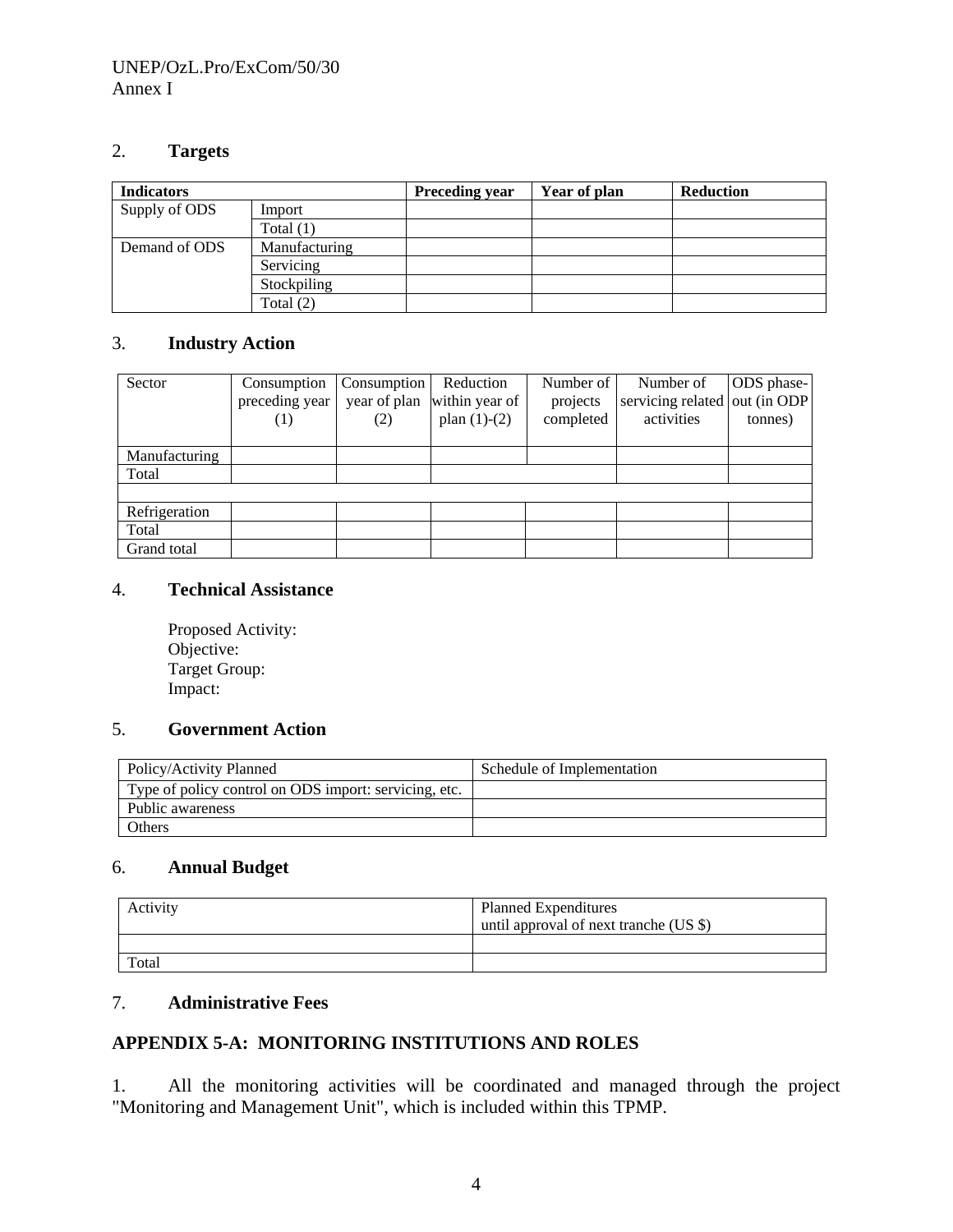## 2. Targets

| Indicators | | Preceding year | Year of plan | Reduction |
|---|---|---|---|---|
| Supply of ODS | Import | | | |
| | Total (1) | | | |
| Demand of ODS | Manufacturing | | | |
| | Servicing | | | |
| | Stockpiling | | | |
| | Total (2) | | | |

## 3. Industry Action

| Sector | Consumption preceding year (1) | Consumption year of plan (2) | Reduction within year of plan (1)-(2) | Number of projects completed | Number of servicing related activities | ODS phase-out (in ODP tonnes) |
|---|---|---|---|---|---|---|
| Manufacturing | | | | | | |
| Total | | | | | | |
| | | | | | | |
| Refrigeration | | | | | | |
| Total | | | | | | |
| Grand total | | | | | | |

## 4. Technical Assistance

Proposed Activity:
Objective:
Target Group:
Impact:

## 5. Government Action

| Policy/Activity Planned | Schedule of Implementation |
|---|---|
| Type of policy control on ODS import: servicing, etc. | |
| Public awareness | |
| Others | |

## 6. Annual Budget

| Activity | Planned Expenditures until approval of next tranche (US $) |
|---|---|
| | |
| Total | |

## 7. Administrative Fees

## APPENDIX 5-A: MONITORING INSTITUTIONS AND ROLES

1. All the monitoring activities will be coordinated and managed through the project "Monitoring and Management Unit", which is included within this TPMP.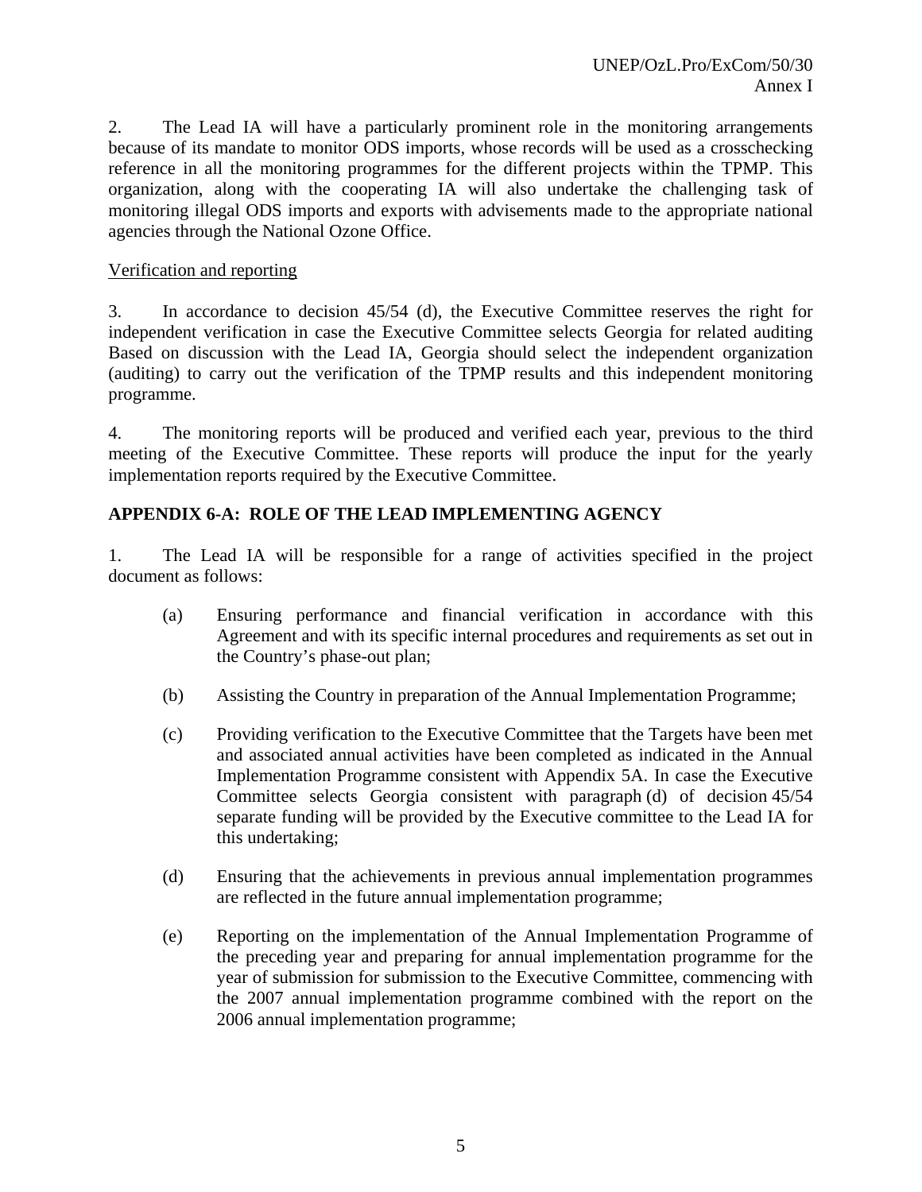2. The Lead IA will have a particularly prominent role in the monitoring arrangements because of its mandate to monitor ODS imports, whose records will be used as a crosschecking reference in all the monitoring programmes for the different projects within the TPMP. This organization, along with the cooperating IA will also undertake the challenging task of monitoring illegal ODS imports and exports with advisements made to the appropriate national agencies through the National Ozone Office.

Verification and reporting

3. In accordance to decision 45/54 (d), the Executive Committee reserves the right for independent verification in case the Executive Committee selects Georgia for related auditing Based on discussion with the Lead IA, Georgia should select the independent organization (auditing) to carry out the verification of the TPMP results and this independent monitoring programme.

4. The monitoring reports will be produced and verified each year, previous to the third meeting of the Executive Committee. These reports will produce the input for the yearly implementation reports required by the Executive Committee.

**APPENDIX 6-A: ROLE OF THE LEAD IMPLEMENTING AGENCY**

1. The Lead IA will be responsible for a range of activities specified in the project document as follows:

(a) Ensuring performance and financial verification in accordance with this Agreement and with its specific internal procedures and requirements as set out in the Country's phase-out plan;

(b) Assisting the Country in preparation of the Annual Implementation Programme;

(c) Providing verification to the Executive Committee that the Targets have been met and associated annual activities have been completed as indicated in the Annual Implementation Programme consistent with Appendix 5A. In case the Executive Committee selects Georgia consistent with paragraph (d) of decision 45/54 separate funding will be provided by the Executive committee to the Lead IA for this undertaking;

(d) Ensuring that the achievements in previous annual implementation programmes are reflected in the future annual implementation programme;

(e) Reporting on the implementation of the Annual Implementation Programme of the preceding year and preparing for annual implementation programme for the year of submission for submission to the Executive Committee, commencing with the 2007 annual implementation programme combined with the report on the 2006 annual implementation programme;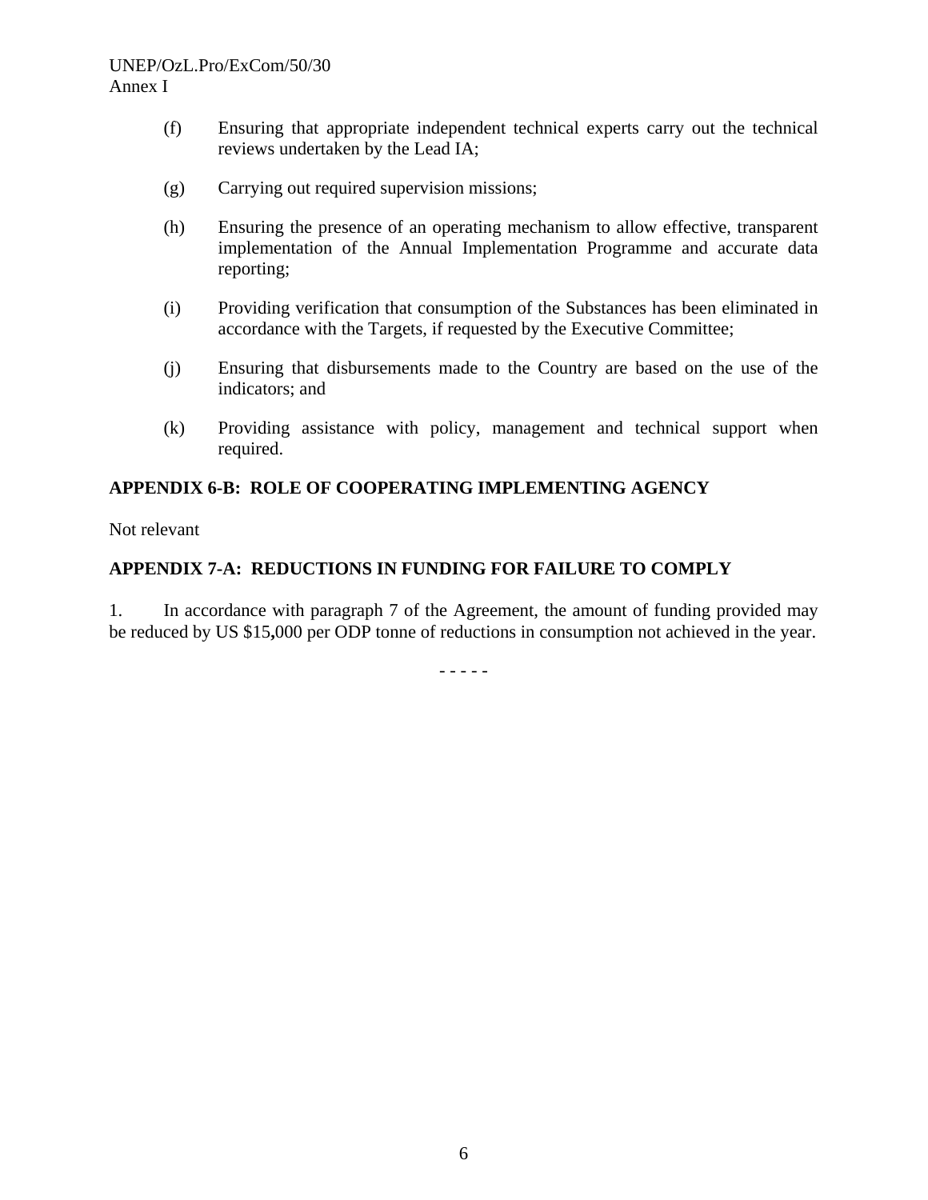(f) Ensuring that appropriate independent technical experts carry out the technical reviews undertaken by the Lead IA;

(g) Carrying out required supervision missions;

(h) Ensuring the presence of an operating mechanism to allow effective, transparent implementation of the Annual Implementation Programme and accurate data reporting;

(i) Providing verification that consumption of the Substances has been eliminated in accordance with the Targets, if requested by the Executive Committee;

(j) Ensuring that disbursements made to the Country are based on the use of the indicators; and

(k) Providing assistance with policy, management and technical support when required.

**APPENDIX 6-B: ROLE OF COOPERATING IMPLEMENTING AGENCY**

Not relevant

**APPENDIX 7-A: REDUCTIONS IN FUNDING FOR FAILURE TO COMPLY**

1. In accordance with paragraph 7 of the Agreement, the amount of funding provided may be reduced by US $15,000 per ODP tonne of reductions in consumption not achieved in the year.

- - - - -